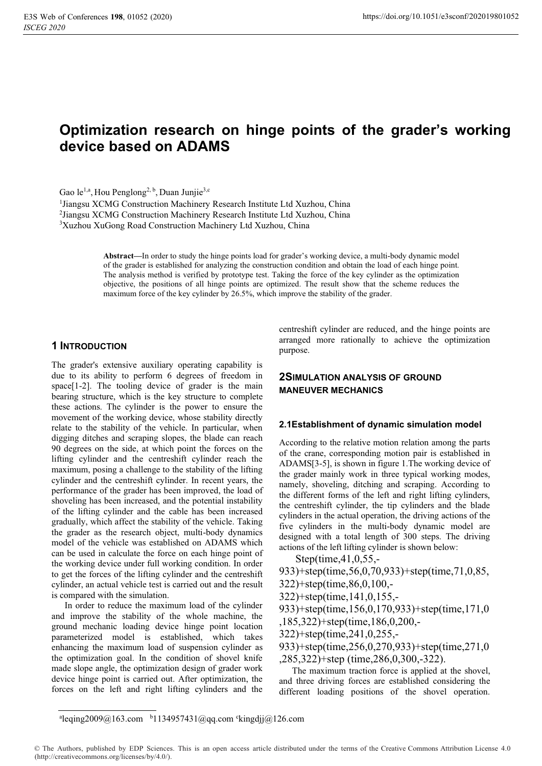# Optimization research on hinge points of the grader's working device based on ADAMS

Gao le[1,a], Hou Penglong[2,b], Duan Junjie[3,c]

[1]Jiangsu XCMG Construction Machinery Research Institute Ltd Xuzhou, China
[2]Jiangsu XCMG Construction Machinery Research Institute Ltd Xuzhou, China
[3]Xuzhou XuGong Road Construction Machinery Ltd Xuzhou, China

**Abstract—**In order to study the hinge points load for grader's working device, a multi-body dynamic model of the grader is established for analyzing the construction condition and obtain the load of each hinge point. The analysis method is verified by prototype test. Taking the force of the key cylinder as the optimization objective, the positions of all hinge points are optimized. The result show that the scheme reduces the maximum force of the key cylinder by 26.5%, which improve the stability of the grader.

## 1 INTRODUCTION

The grader's extensive auxiliary operating capability is due to its ability to perform 6 degrees of freedom in space[1-2]. The tooling device of grader is the main bearing structure, which is the key structure to complete these actions. The cylinder is the power to ensure the movement of the working device, whose stability directly relate to the stability of the vehicle. In particular, when digging ditches and scraping slopes, the blade can reach 90 degrees on the side, at which point the forces on the lifting cylinder and the centreshift cylinder reach the maximum, posing a challenge to the stability of the lifting cylinder and the centreshift cylinder. In recent years, the performance of the grader has been improved, the load of shoveling has been increased, and the potential instability of the lifting cylinder and the cable has been increased gradually, which affect the stability of the vehicle. Taking the grader as the research object, multi-body dynamics model of the vehicle was established on ADAMS which can be used in calculate the force on each hinge point of the working device under full working condition. In order to get the forces of the lifting cylinder and the centreshift cylinder, an actual vehicle test is carried out and the result is compared with the simulation.

In order to reduce the maximum load of the cylinder and improve the stability of the whole machine, the ground mechanic loading device hinge point location parameterized model is established, which takes enhancing the maximum load of suspension cylinder as the optimization goal. In the condition of shovel knife made slope angle, the optimization design of grader work device hinge point is carried out. After optimization, the forces on the left and right lifting cylinders and the centreshift cylinder are reduced, and the hinge points are arranged more rationally to achieve the optimization purpose.

## 2 SIMULATION ANALYSIS OF GROUND MANEUVER MECHANICS

### 2.1 Establishment of dynamic simulation model

According to the relative motion relation among the parts of the crane, corresponding motion pair is established in ADAMS[3-5], is shown in figure 1.The working device of the grader mainly work in three typical working modes, namely, shoveling, ditching and scraping. According to the different forms of the left and right lifting cylinders, the centreshift cylinder, the tip cylinders and the blade cylinders in the actual operation, the driving actions of the five cylinders in the multi-body dynamic model are designed with a total length of 300 steps. The driving actions of the left lifting cylinder is shown below:

```
Step(time,41,0,55,-933)+step(time,56,0,70,933)+step(time,71,0,85,322)+step(time,86,0,100,-322)+step(time,141,0,155,-933)+step(time,156,0,170,933)+step(time,171,0,185,322)+step(time,186,0,200,-322)+step(time,241,0,255,-933)+step(time,256,0,270,933)+step(time,271,0,285,322)+step (time,286,0,300,-322).
```

The maximum traction force is applied at the shovel, and three driving forces are established considering the different loading positions of the shovel operation.

[a]leqing2009@163.com [b]1134957431@qq.com [c]kingdjj@126.com

© The Authors, published by EDP Sciences. This is an open access article distributed under the terms of the Creative Commons Attribution License 4.0 (http://creativecommons.org/licenses/by/4.0/).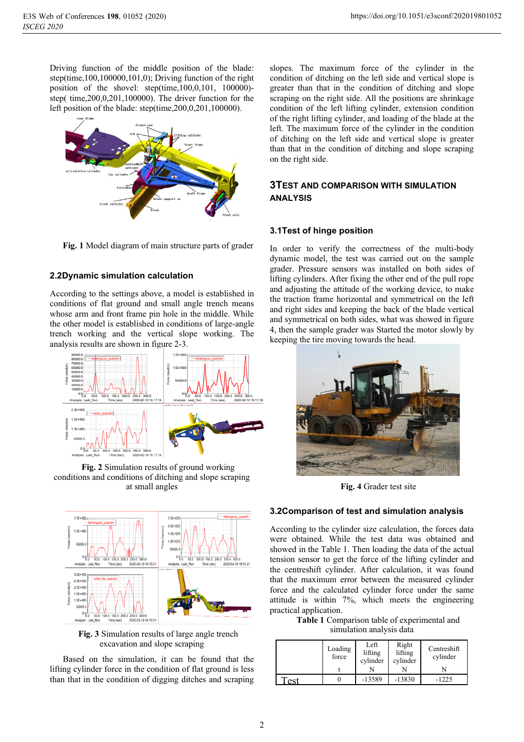Driving function of the middle position of the blade: step(time,100,100000,101,0); Driving function of the right position of the shovel: step(time,100,0,101, 100000)-step( time,200,0,201,100000). The driver function for the left position of the blade: step(time,200,0,201,100000).

**Fig. 1** Model diagram of main structure parts of grader

## 2.2Dynamic simulation calculation

According to the settings above, a model is established in conditions of flat ground and small angle trench means whose arm and front frame pin hole in the middle. While the other model is established in conditions of large-angle trench working and the vertical slope working. The analysis results are shown in figure 2-3.

**Fig. 2** Simulation results of ground working conditions and conditions of ditching and slope scraping at small angles

**Fig. 3** Simulation results of large angle trench excavation and slope scraping

Based on the simulation, it can be found that the lifting cylinder force in the condition of flat ground is less than that in the condition of digging ditches and scraping slopes. The maximum force of the cylinder in the condition of ditching on the left side and vertical slope is greater than that in the condition of ditching and slope scraping on the right side. All the positions are shrinkage condition of the left lifting cylinder, extension condition of the right lifting cylinder, and loading of the blade at the left. The maximum force of the cylinder in the condition of ditching on the left side and vertical slope is greater than that in the condition of ditching and slope scraping on the right side.

# 3Test and comparison with simulation analysis

## 3.1Test of hinge position

In order to verify the correctness of the multi-body dynamic model, the test was carried out on the sample grader. Pressure sensors was installed on both sides of lifting cylinders. After fixing the other end of the pull rope and adjusting the attitude of the working device, to make the traction frame horizontal and symmetrical on the left and right sides and keeping the back of the blade vertical and symmetrical on both sides, what was showed in figure 4, then the sample grader was Started the motor slowly by keeping the tire moving towards the head.

**Fig. 4** Grader test site

## 3.2Comparison of test and simulation analysis

According to the cylinder size calculation, the forces data were obtained. While the test data was obtained and showed in the Table 1. Then loading the data of the actual tension sensor to get the force of the lifting cylinder and the centreshift cylinder. After calculation, it was found that the maximum error between the measured cylinder force and the calculated cylinder force under the same attitude is within 7%, which meets the engineering practical application.

**Table 1** Comparison table of experimental and simulation analysis data

| | Loading force | Left lifting cylinder | Right lifting cylinder | Centreshift cylinder |
|---|---|---|---|---|
| | t | N | N | N |
| Test | 0 | -13589 | -13830 | -1225 |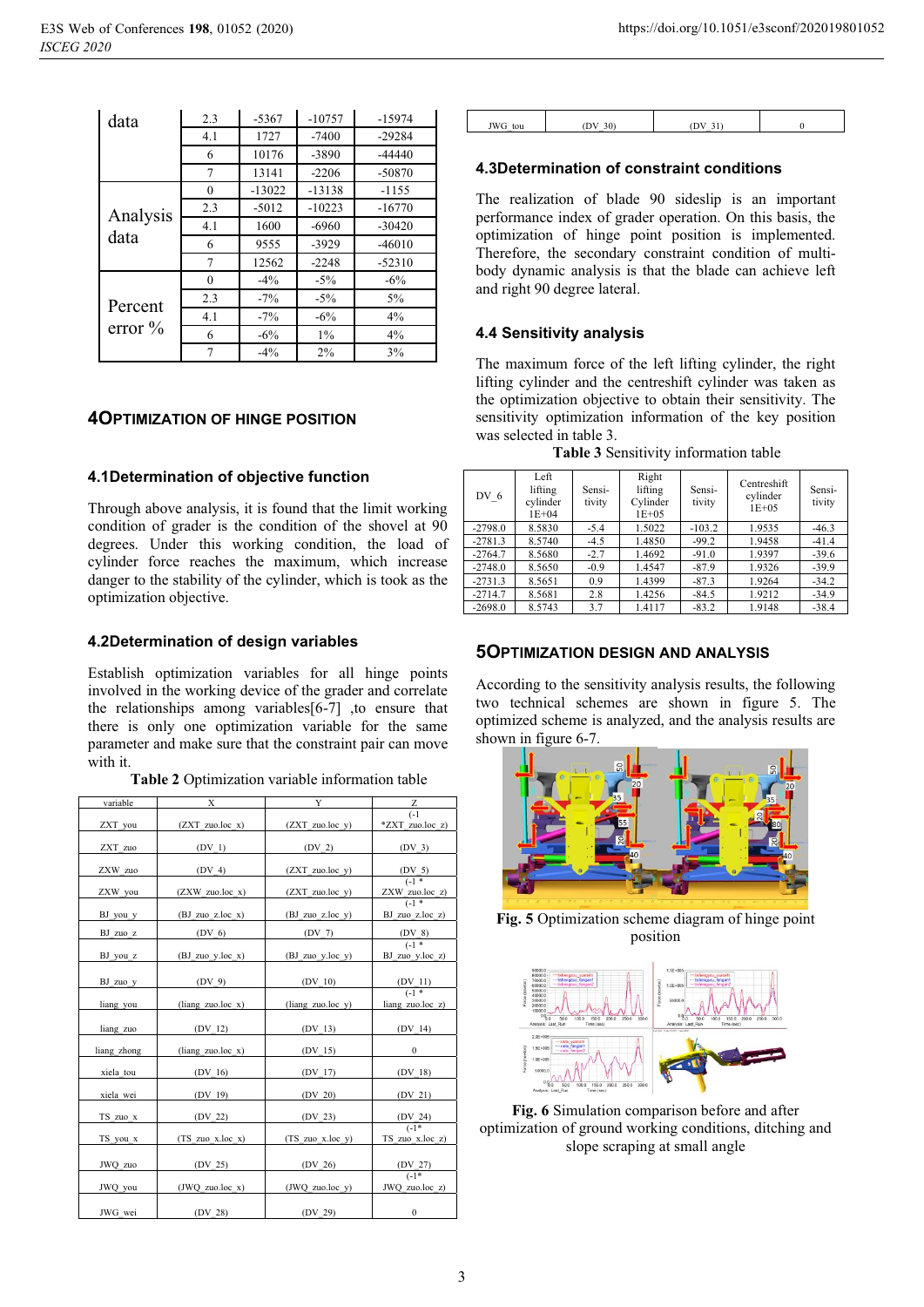| | | | | |
|---|---|---|---|---|
| data | 2.3 | -5367 | -10757 | -15974 |
| | 4.1 | 1727 | -7400 | -29284 |
| | 6 | 10176 | -3890 | -44440 |
| | 7 | 13141 | -2206 | -50870 |
| Analysis data | 0 | -13022 | -13138 | -1155 |
| | 2.3 | -5012 | -10223 | -16770 |
| | 4.1 | 1600 | -6960 | -30420 |
| | 6 | 9555 | -3929 | -46010 |
| | 7 | 12562 | -2248 | -52310 |
| Percent error % | 0 | -4% | -5% | -6% |
| | 2.3 | -7% | -5% | 5% |
| | 4.1 | -7% | -6% | 4% |
| | 6 | -6% | 1% | 4% |
| | 7 | -4% | 2% | 3% |

## 4 OPTIMIZATION OF HINGE POSITION

### 4.1 Determination of objective function

Through above analysis, it is found that the limit working condition of grader is the condition of the shovel at 90 degrees. Under this working condition, the load of cylinder force reaches the maximum, which increase danger to the stability of the cylinder, which is took as the optimization objective.

### 4.2 Determination of design variables

Establish optimization variables for all hinge points involved in the working device of the grader and correlate the relationships among variables[6-7] ,to ensure that there is only one optimization variable for the same parameter and make sure that the constraint pair can move with it.

**Table 2** Optimization variable information table

| variable | X | Y | Z |
|---|---|---|---|
| ZXT_you | (ZXT_zuo.loc_x) | (ZXT_zuo.loc_y) | (-1 *ZXT_zuo.loc_z) |
| ZXT_zuo | (DV_1) | (DV_2) | (DV_3) |
| ZXW_zuo | (DV_4) | (ZXT_zuo.loc_y) | (DV_5) |
| ZXW_you | (ZXW_zuo.loc_x) | (ZXT_zuo.loc_y) | (-1 * ZXW_zuo.loc_z) |
| BJ_you_y | (BJ_zuo_z.loc_x) | (BJ_zuo_z.loc_y) | (-1 * BJ_zuo_z.loc_z) |
| BJ_zuo_z | (DV_6) | (DV_7) | (DV_8) |
| BJ_you_z | (BJ_zuo_y.loc_x) | (BJ_zuo_y.loc_y) | (-1 * BJ_zuo_y.loc_z) |
| BJ_zuo_y | (DV_9) | (DV_10) | (DV_11) |
| liang_you | (liang_zuo.loc_x) | (liang_zuo.loc_y) | (-1 * liang_zuo.loc_z) |
| liang_zuo | (DV_12) | (DV_13) | (DV_14) |
| liang_zhong | (liang_zuo.loc_x) | (DV_15) | 0 |
| xiela_tou | (DV_16) | (DV_17) | (DV_18) |
| xiela_wei | (DV_19) | (DV_20) | (DV_21) |
| TS_zuo_x | (DV_22) | (DV_23) | (DV_24) |
| TS_you_x | (TS_zuo_x.loc_x) | (TS_zuo_x.loc_y) | (-1* TS_zuo_x.loc_z) |
| JWQ_zuo | (DV_25) | (DV_26) | (DV_27) |
| JWQ_you | (JWQ_zuo.loc_x) | (JWQ_zuo.loc_y) | (-1* JWQ_zuo.loc_z) |
| JWG_wei | (DV_28) | (DV_29) | 0 |
| JWG_tou | (DV_30) | (DV_31) | 0 |

### 4.3 Determination of constraint conditions

The realization of blade 90 sideslip is an important performance index of grader operation. On this basis, the optimization of hinge point position is implemented. Therefore, the secondary constraint condition of multi-body dynamic analysis is that the blade can achieve left and right 90 degree lateral.

### 4.4 Sensitivity analysis

The maximum force of the left lifting cylinder, the right lifting cylinder and the centreshift cylinder was taken as the optimization objective to obtain their sensitivity. The sensitivity optimization information of the key position was selected in table 3.

**Table 3** Sensitivity information table

| DV_6 | Left lifting cylinder 1E+04 | Sensi-tivity | Right lifting Cylinder 1E+05 | Sensi-tivity | Centreshift cylinder 1E+05 | Sensi-tivity |
|---|---|---|---|---|---|---|
| -2798.0 | 8.5830 | -5.4 | 1.5022 | -103.2 | 1.9535 | -46.3 |
| -2781.3 | 8.5740 | -4.5 | 1.4850 | -99.2 | 1.9458 | -41.4 |
| -2764.7 | 8.5680 | -2.7 | 1.4692 | -91.0 | 1.9397 | -39.6 |
| -2748.0 | 8.5650 | -0.9 | 1.4547 | -87.9 | 1.9326 | -39.9 |
| -2731.3 | 8.5651 | 0.9 | 1.4399 | -87.3 | 1.9264 | -34.2 |
| -2714.7 | 8.5681 | 2.8 | 1.4256 | -84.5 | 1.9212 | -34.9 |
| -2698.0 | 8.5743 | 3.7 | 1.4117 | -83.2 | 1.9148 | -38.4 |

## 5 OPTIMIZATION DESIGN AND ANALYSIS

According to the sensitivity analysis results, the following two technical schemes are shown in figure 5. The optimized scheme is analyzed, and the analysis results are shown in figure 6-7.

**Fig. 5** Optimization scheme diagram of hinge point position

**Fig. 6** Simulation comparison before and after optimization of ground working conditions, ditching and slope scraping at small angle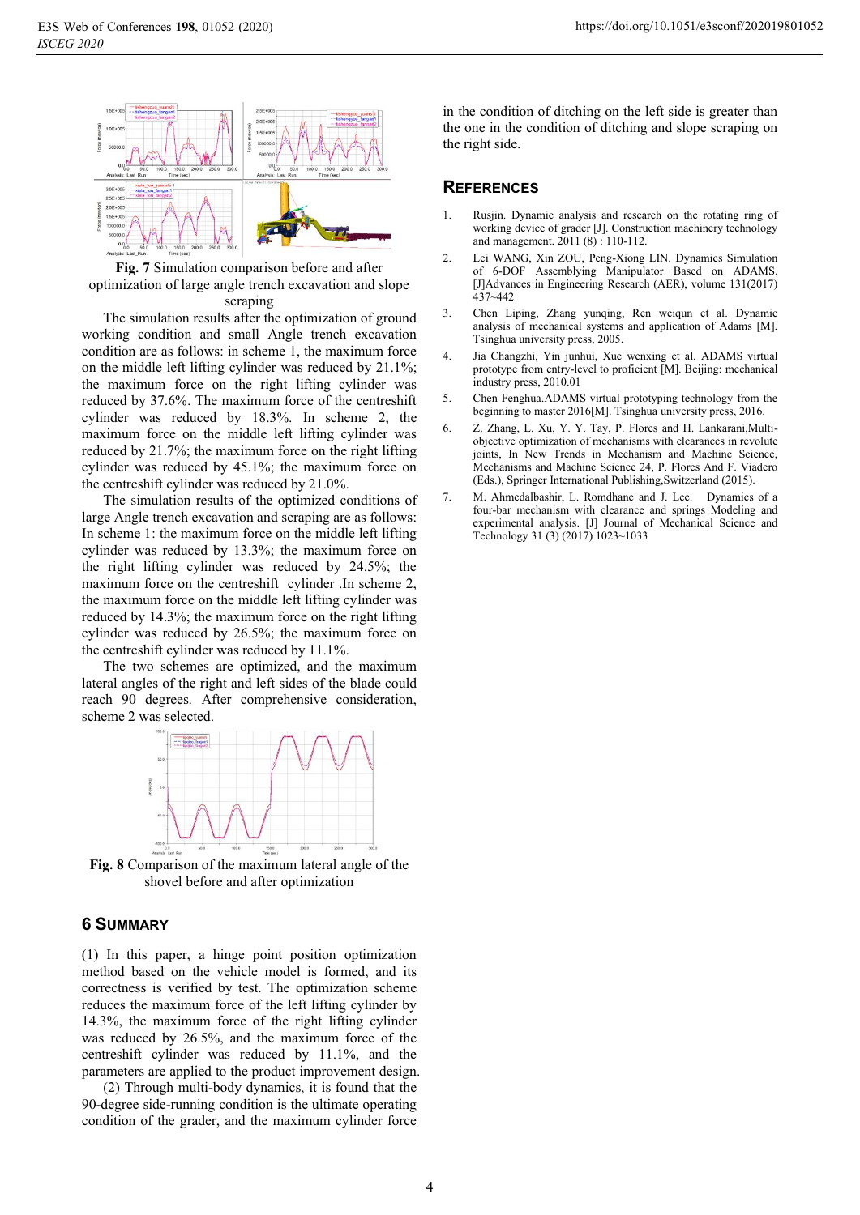Fig. 7 Simulation comparison before and after optimization of large angle trench excavation and slope scraping

The simulation results after the optimization of ground working condition and small Angle trench excavation condition are as follows: in scheme 1, the maximum force on the middle left lifting cylinder was reduced by 21.1%; the maximum force on the right lifting cylinder was reduced by 37.6%. The maximum force of the centreshift cylinder was reduced by 18.3%. In scheme 2, the maximum force on the middle left lifting cylinder was reduced by 21.7%; the maximum force on the right lifting cylinder was reduced by 45.1%; the maximum force on the centreshift cylinder was reduced by 21.0%.

The simulation results of the optimized conditions of large Angle trench excavation and scraping are as follows: In scheme 1: the maximum force on the middle left lifting cylinder was reduced by 13.3%; the maximum force on the right lifting cylinder was reduced by 24.5%; the maximum force on the centreshift cylinder .In scheme 2, the maximum force on the middle left lifting cylinder was reduced by 14.3%; the maximum force on the right lifting cylinder was reduced by 26.5%; the maximum force on the centreshift cylinder was reduced by 11.1%.

The two schemes are optimized, and the maximum lateral angles of the right and left sides of the blade could reach 90 degrees. After comprehensive consideration, scheme 2 was selected.

Fig. 8 Comparison of the maximum lateral angle of the shovel before and after optimization

## 6 Summary

(1) In this paper, a hinge point position optimization method based on the vehicle model is formed, and its correctness is verified by test. The optimization scheme reduces the maximum force of the left lifting cylinder by 14.3%, the maximum force of the right lifting cylinder was reduced by 26.5%, and the maximum force of the centreshift cylinder was reduced by 11.1%, and the parameters are applied to the product improvement design.

(2) Through multi-body dynamics, it is found that the 90-degree side-running condition is the ultimate operating condition of the grader, and the maximum cylinder force in the condition of ditching on the left side is greater than the one in the condition of ditching and slope scraping on the right side.

## References

1. Rusjin. Dynamic analysis and research on the rotating ring of working device of grader [J]. Construction machinery technology and management. 2011 (8) : 110-112.
2. Lei WANG, Xin ZOU, Peng-Xiong LIN. Dynamics Simulation of 6-DOF Assemblying Manipulator Based on ADAMS. [J]Advances in Engineering Research (AER), volume 131(2017) 437~442
3. Chen Liping, Zhang yunqing, Ren weiqun et al. Dynamic analysis of mechanical systems and application of Adams [M]. Tsinghua university press, 2005.
4. Jia Changzhi, Yin junhui, Xue wenxing et al. ADAMS virtual prototype from entry-level to proficient [M]. Beijing: mechanical industry press, 2010.01
5. Chen Fenghua.ADAMS virtual prototyping technology from the beginning to master 2016[M]. Tsinghua university press, 2016.
6. Z. Zhang, L. Xu, Y. Y. Tay, P. Flores and H. Lankarani,Multi-objective optimization of mechanisms with clearances in revolute joints, In New Trends in Mechanism and Machine Science, Mechanisms and Machine Science 24, P. Flores And F. Viadero (Eds.), Springer International Publishing,Switzerland (2015).
7. M. Ahmedalbashir, L. Romdhane and J. Lee. Dynamics of a four-bar mechanism with clearance and springs Modeling and experimental analysis. [J] Journal of Mechanical Science and Technology 31 (3) (2017) 1023~1033